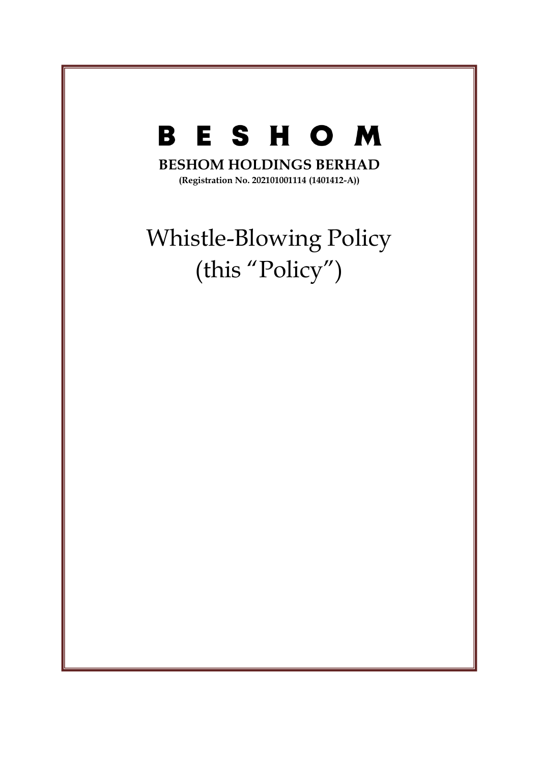# B E S H O M

**BESHOM HOLDINGS BERHAD**

**(Registration No. 202101001114 (1401412-A))**

# Whistle-Blowing Policy (this "Policy")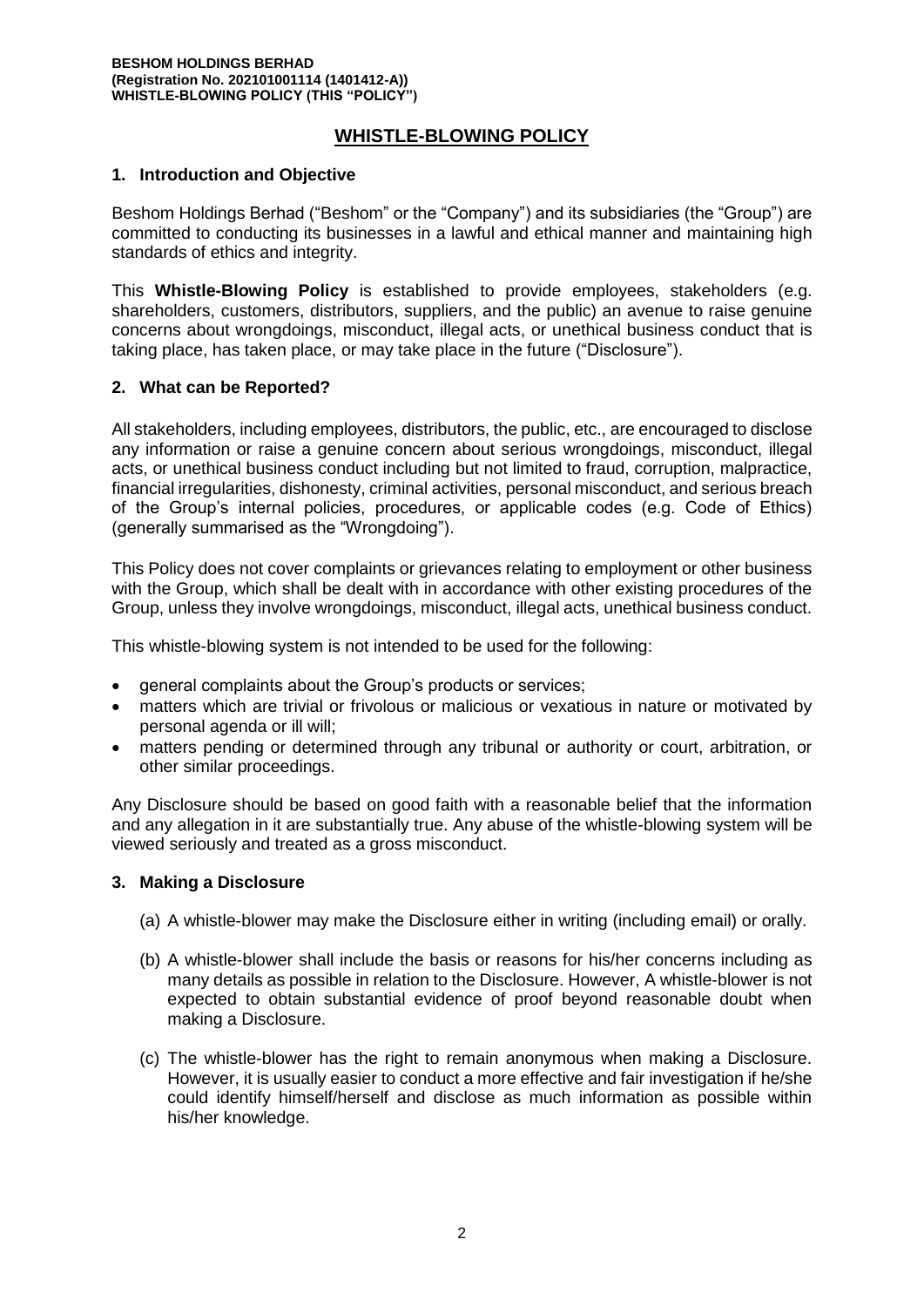# WHISTLE-BLOWING POLICY

## 1. Introduction and Objective

Beshom Holdings Berhad ("Beshom" or the "Company") and its subsidiaries (the "Group") are committed to conducting its businesses in a lawful and ethical manner and maintaining high standards of ethics and integrity.

This **Whistle-Blowing Policy** is established to provide employees, stakeholders (e.g. shareholders, customers, distributors, suppliers, and the public) an avenue to raise genuine concerns about wrongdoings, misconduct, illegal acts, or unethical business conduct that is taking place, has taken place, or may take place in the future ("Disclosure").

## 2. What can be Reported?

All stakeholders, including employees, distributors, the public, etc., are encouraged to disclose any information or raise a genuine concern about serious wrongdoings, misconduct, illegal acts, or unethical business conduct including but not limited to fraud, corruption, malpractice, financial irregularities, dishonesty, criminal activities, personal misconduct, and serious breach of the Group's internal policies, procedures, or applicable codes (e.g. Code of Ethics) (generally summarised as the "Wrongdoing").

This Policy does not cover complaints or grievances relating to employment or other business with the Group, which shall be dealt with in accordance with other existing procedures of the Group, unless they involve wrongdoings, misconduct, illegal acts, unethical business conduct.

This whistle-blowing system is not intended to be used for the following:

- general complaints about the Group's products or services;
- matters which are trivial or frivolous or malicious or vexatious in nature or motivated by personal agenda or ill will;
- matters pending or determined through any tribunal or authority or court, arbitration, or other similar proceedings.

Any Disclosure should be based on good faith with a reasonable belief that the information and any allegation in it are substantially true. Any abuse of the whistle-blowing system will be viewed seriously and treated as a gross misconduct.

## 3. Making a Disclosure

(a) A whistle-blower may make the Disclosure either in writing (including email) or orally.

(b) A whistle-blower shall include the basis or reasons for his/her concerns including as many details as possible in relation to the Disclosure. However, A whistle-blower is not expected to obtain substantial evidence of proof beyond reasonable doubt when making a Disclosure.

(c) The whistle-blower has the right to remain anonymous when making a Disclosure. However, it is usually easier to conduct a more effective and fair investigation if he/she could identify himself/herself and disclose as much information as possible within his/her knowledge.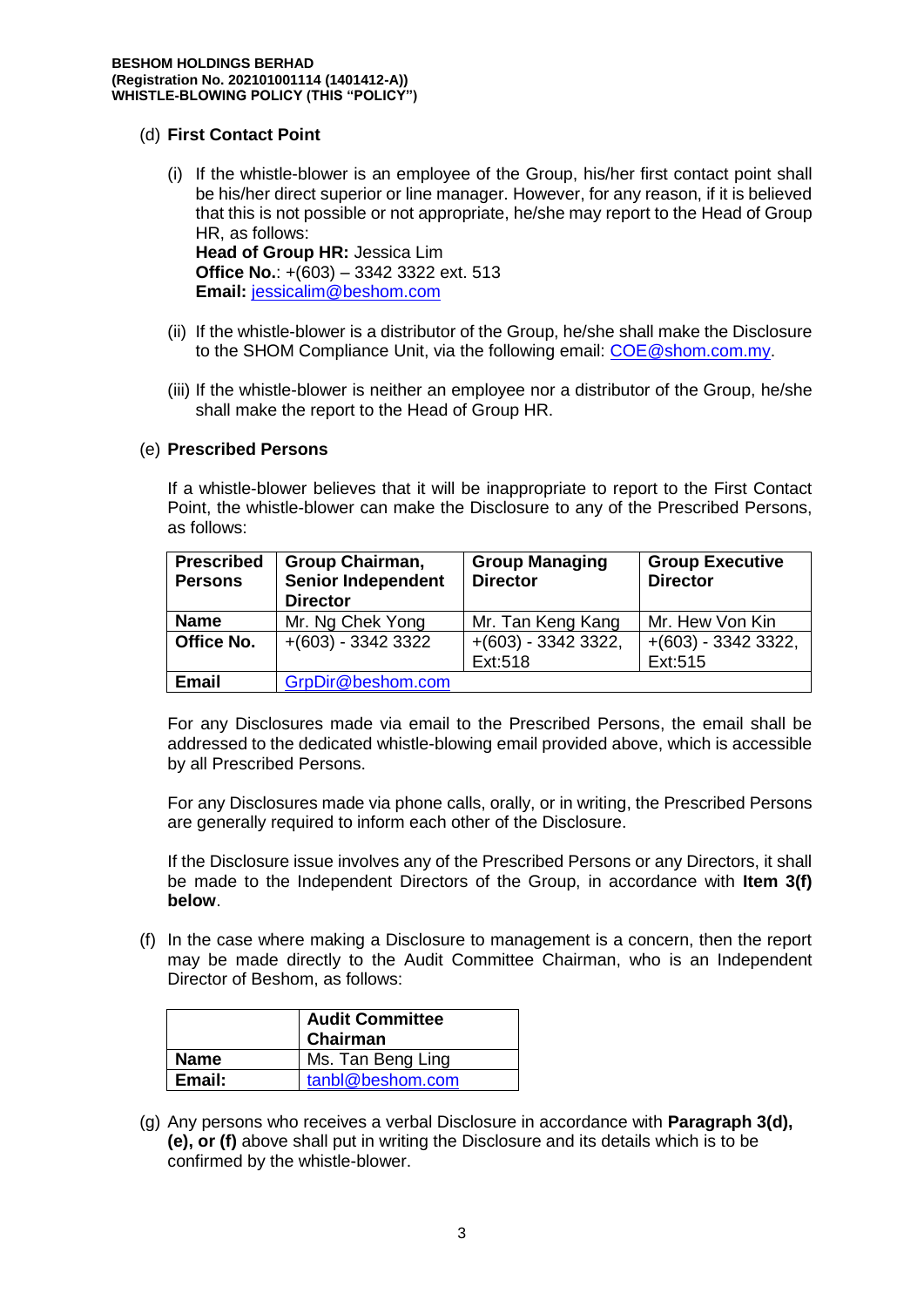(d) **First Contact Point**

(i) If the whistle-blower is an employee of the Group, his/her first contact point shall be his/her direct superior or line manager. However, for any reason, if it is believed that this is not possible or not appropriate, he/she may report to the Head of Group HR, as follows:
**Head of Group HR:** Jessica Lim
**Office No.**: +(603) – 3342 3322 ext. 513
**Email:** jessicalim@beshom.com

(ii) If the whistle-blower is a distributor of the Group, he/she shall make the Disclosure to the SHOM Compliance Unit, via the following email: COE@shom.com.my.

(iii) If the whistle-blower is neither an employee nor a distributor of the Group, he/she shall make the report to the Head of Group HR.

(e) **Prescribed Persons**

If a whistle-blower believes that it will be inappropriate to report to the First Contact Point, the whistle-blower can make the Disclosure to any of the Prescribed Persons, as follows:

| **Prescribed Persons** | **Group Chairman, Senior Independent Director** | **Group Managing Director** | **Group Executive Director** |
|---|---|---|---|
| **Name** | Mr. Ng Chek Yong | Mr. Tan Keng Kang | Mr. Hew Von Kin |
| **Office No.** | +(603) - 3342 3322 | +(603) - 3342 3322, Ext:518 | +(603) - 3342 3322, Ext:515 |
| **Email** | GrpDir@beshom.com | | |

For any Disclosures made via email to the Prescribed Persons, the email shall be addressed to the dedicated whistle-blowing email provided above, which is accessible by all Prescribed Persons.

For any Disclosures made via phone calls, orally, or in writing, the Prescribed Persons are generally required to inform each other of the Disclosure.

If the Disclosure issue involves any of the Prescribed Persons or any Directors, it shall be made to the Independent Directors of the Group, in accordance with **Item 3(f) below**.

(f) In the case where making a Disclosure to management is a concern, then the report may be made directly to the Audit Committee Chairman, who is an Independent Director of Beshom, as follows:

| | **Audit Committee Chairman** |
|---|---|
| **Name** | Ms. Tan Beng Ling |
| **Email:** | tanbl@beshom.com |

(g) Any persons who receives a verbal Disclosure in accordance with **Paragraph 3(d), (e), or (f)** above shall put in writing the Disclosure and its details which is to be confirmed by the whistle-blower.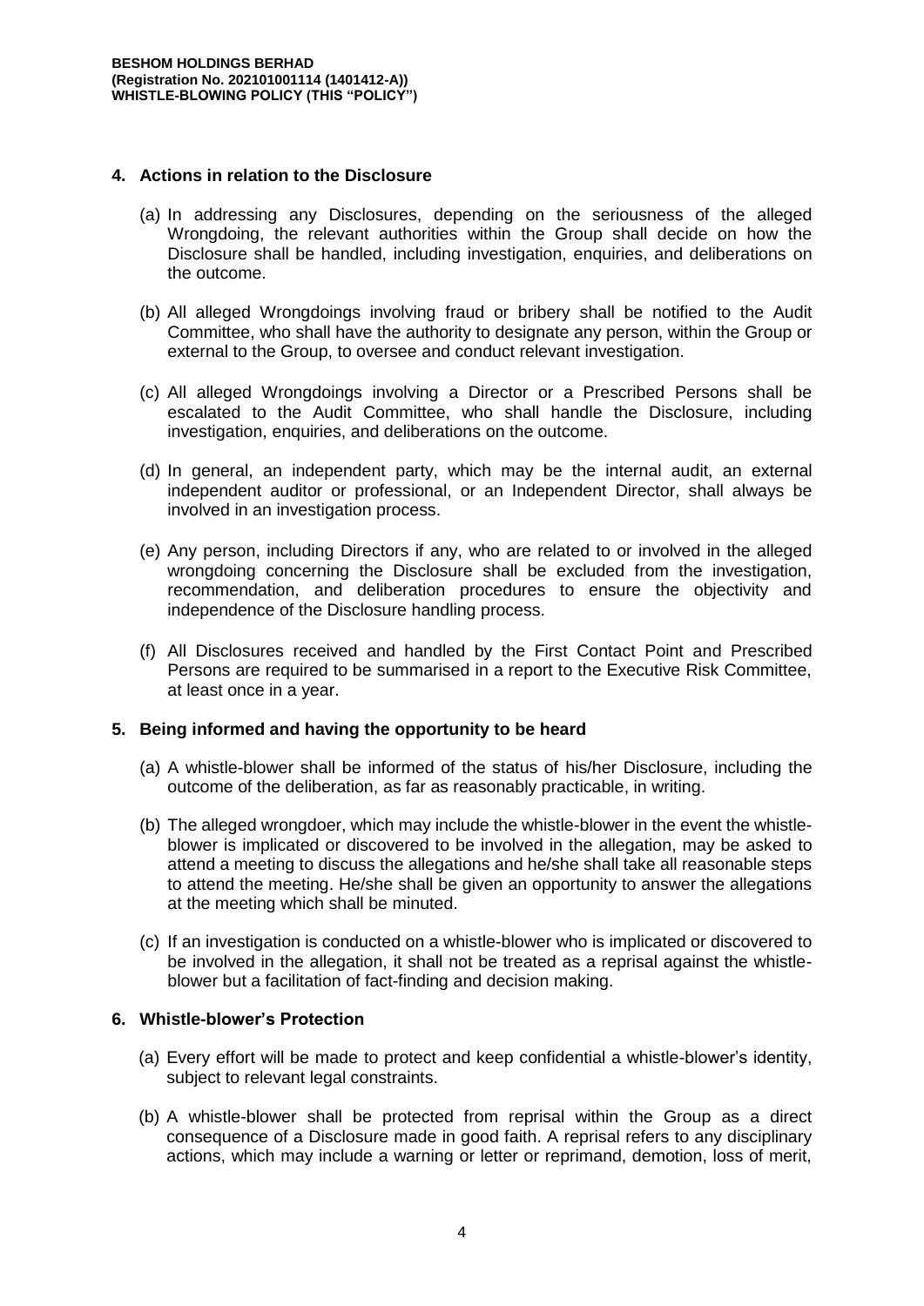## 4. Actions in relation to the Disclosure

(a) In addressing any Disclosures, depending on the seriousness of the alleged Wrongdoing, the relevant authorities within the Group shall decide on how the Disclosure shall be handled, including investigation, enquiries, and deliberations on the outcome.

(b) All alleged Wrongdoings involving fraud or bribery shall be notified to the Audit Committee, who shall have the authority to designate any person, within the Group or external to the Group, to oversee and conduct relevant investigation.

(c) All alleged Wrongdoings involving a Director or a Prescribed Persons shall be escalated to the Audit Committee, who shall handle the Disclosure, including investigation, enquiries, and deliberations on the outcome.

(d) In general, an independent party, which may be the internal audit, an external independent auditor or professional, or an Independent Director, shall always be involved in an investigation process.

(e) Any person, including Directors if any, who are related to or involved in the alleged wrongdoing concerning the Disclosure shall be excluded from the investigation, recommendation, and deliberation procedures to ensure the objectivity and independence of the Disclosure handling process.

(f) All Disclosures received and handled by the First Contact Point and Prescribed Persons are required to be summarised in a report to the Executive Risk Committee, at least once in a year.

## 5. Being informed and having the opportunity to be heard

(a) A whistle-blower shall be informed of the status of his/her Disclosure, including the outcome of the deliberation, as far as reasonably practicable, in writing.

(b) The alleged wrongdoer, which may include the whistle-blower in the event the whistle-blower is implicated or discovered to be involved in the allegation, may be asked to attend a meeting to discuss the allegations and he/she shall take all reasonable steps to attend the meeting. He/she shall be given an opportunity to answer the allegations at the meeting which shall be minuted.

(c) If an investigation is conducted on a whistle-blower who is implicated or discovered to be involved in the allegation, it shall not be treated as a reprisal against the whistle-blower but a facilitation of fact-finding and decision making.

## 6. Whistle-blower's Protection

(a) Every effort will be made to protect and keep confidential a whistle-blower's identity, subject to relevant legal constraints.

(b) A whistle-blower shall be protected from reprisal within the Group as a direct consequence of a Disclosure made in good faith. A reprisal refers to any disciplinary actions, which may include a warning or letter or reprimand, demotion, loss of merit,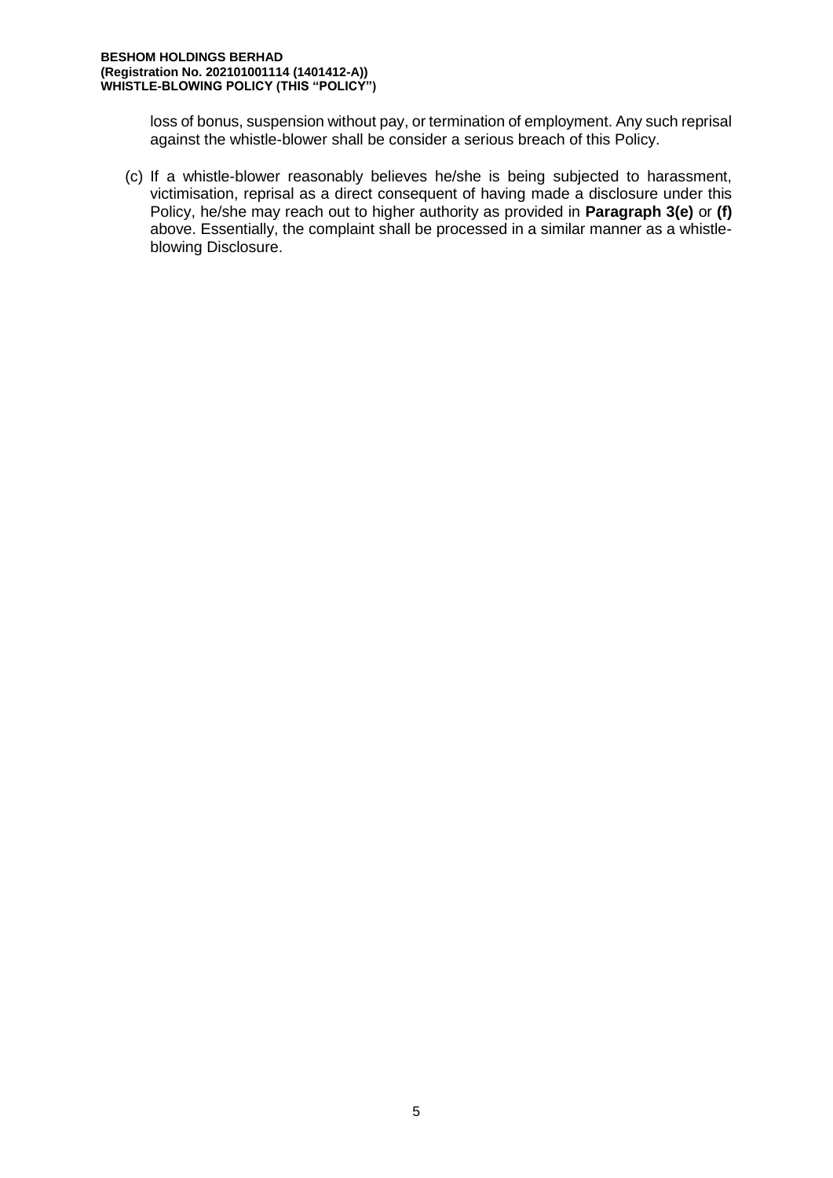loss of bonus, suspension without pay, or termination of employment. Any such reprisal against the whistle-blower shall be consider a serious breach of this Policy.

(c) If a whistle-blower reasonably believes he/she is being subjected to harassment, victimisation, reprisal as a direct consequent of having made a disclosure under this Policy, he/she may reach out to higher authority as provided in **Paragraph 3(e)** or **(f)** above. Essentially, the complaint shall be processed in a similar manner as a whistle-blowing Disclosure.